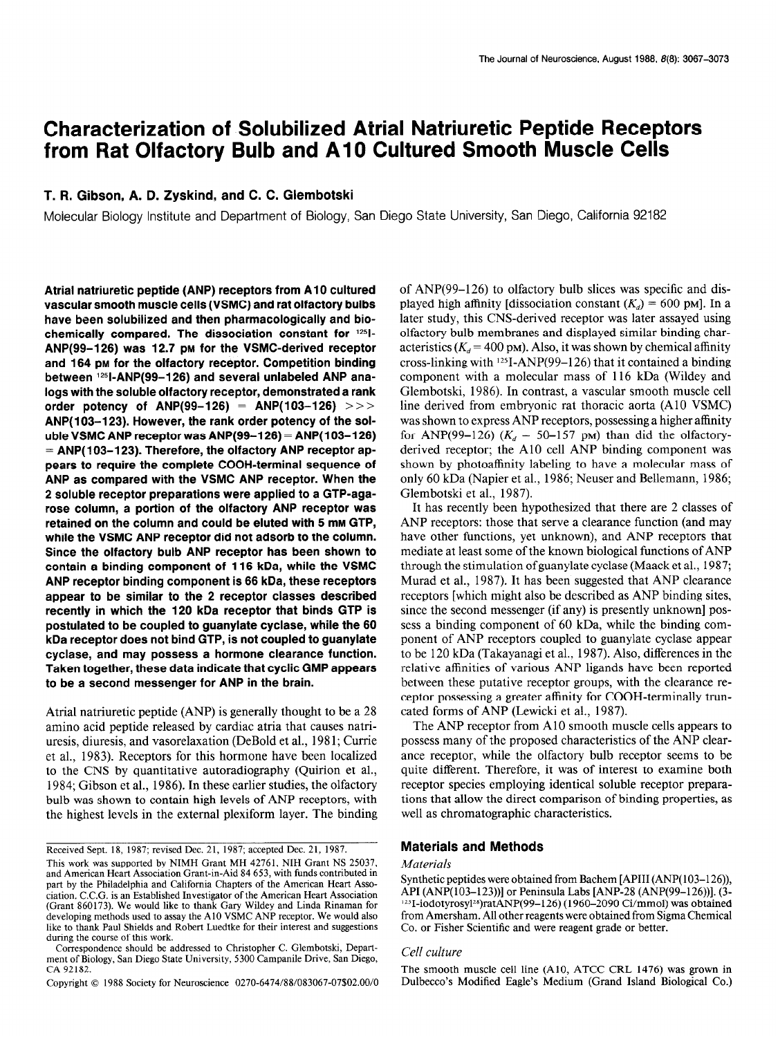# Characterization of Solubilized Atrial Natriuretic Peptide Receptors from Rat Olfactory Bulb and A10 Cultured Smooth Muscle Cells

**T. R. Gibson, A. D. Zyskind, and C. C. Glembotski**

Molecular Biology Institute and Department of Biology, San Diego State University, San Diego, California 92182

**Atrial natriuretic peptide (ANP) receptors from A10 cultured vascular smooth muscle cells (VSMC) and rat olfactory bulbs have been solubilized and then pharmacologically and biochemically compared. The dissociation constant for $^{125}$I-ANP(99–126) was 12.7 pM for the VSMC-derived receptor and 164 pM for the olfactory receptor. Competition binding between $^{125}$I-ANP(99–126) and several unlabeled ANP analogs with the soluble olfactory receptor, demonstrated a rank order potency of ANP(99–126) = ANP(103–126) >>> ANP(103–123). However, the rank order potency of the soluble VSMC ANP receptor was ANP(99–126) = ANP(103–126) = ANP(103–123). Therefore, the olfactory ANP receptor appears to require the complete COOH-terminal sequence of ANP as compared with the VSMC ANP receptor. When the 2 soluble receptor preparations were applied to a GTP-agarose column, a portion of the olfactory ANP receptor was retained on the column and could be eluted with 5 mM GTP, while the VSMC ANP receptor did not adsorb to the column. Since the olfactory bulb ANP receptor has been shown to contain a binding component of 116 kDa, while the VSMC ANP receptor binding component is 66 kDa, these receptors appear to be similar to the 2 receptor classes described recently in which the 120 kDa receptor that binds GTP is postulated to be coupled to guanylate cyclase, while the 60 kDa receptor does not bind GTP, is not coupled to guanylate cyclase, and may possess a hormone clearance function. Taken together, these data indicate that cyclic GMP appears to be a second messenger for ANP in the brain.**

Atrial natriuretic peptide (ANP) is generally thought to be a 28 amino acid peptide released by cardiac atria that causes natriuresis, diuresis, and vasorelaxation (DeBold et al., 1981; Currie et al., 1983). Receptors for this hormone have been localized to the CNS by quantitative autoradiography (Quirion et al., 1984; Gibson et al., 1986). In these earlier studies, the olfactory bulb was shown to contain high levels of ANP receptors, with the highest levels in the external plexiform layer. The binding of ANP(99–126) to olfactory bulb slices was specific and displayed high affinity [dissociation constant ($K_d$) = 600 pM]. In a later study, this CNS-derived receptor was later assayed using olfactory bulb membranes and displayed similar binding characteristics ($K_d$ = 400 pM). Also, it was shown by chemical affinity cross-linking with $^{125}$I-ANP(99–126) that it contained a binding component with a molecular mass of 116 kDa (Wildey and Glembotski, 1986). In contrast, a vascular smooth muscle cell line derived from embryonic rat thoracic aorta (A10 VSMC) was shown to express ANP receptors, possessing a higher affinity for ANP(99–126) ($K_d$ = 50–157 pM) than did the olfactory-derived receptor; the A10 cell ANP binding component was shown by photoaffinity labeling to have a molecular mass of only 60 kDa (Napier et al., 1986; Neuser and Bellemann, 1986; Glembotski et al., 1987).

It has recently been hypothesized that there are 2 classes of ANP receptors: those that serve a clearance function (and may have other functions, yet unknown), and ANP receptors that mediate at least some of the known biological functions of ANP through the stimulation of guanylate cyclase (Maack et al., 1987; Murad et al., 1987). It has been suggested that ANP clearance receptors [which might also be described as ANP binding sites, since the second messenger (if any) is presently unknown] possess a binding component of 60 kDa, while the binding component of ANP receptors coupled to guanylate cyclase appear to be 120 kDa (Takayanagi et al., 1987). Also, differences in the relative affinities of various ANP ligands have been reported between these putative receptor groups, with the clearance receptor possessing a greater affinity for COOH-terminally truncated forms of ANP (Lewicki et al., 1987).

The ANP receptor from A10 smooth muscle cells appears to possess many of the proposed characteristics of the ANP clearance receptor, while the olfactory bulb receptor seems to be quite different. Therefore, it was of interest to examine both receptor species employing identical soluble receptor preparations that allow the direct comparison of binding properties, as well as chromatographic characteristics.

Received Sept. 18, 1987; revised Dec. 21, 1987; accepted Dec. 21, 1987.

This work was supported by NIMH Grant MH 42761, NIH Grant NS 25037, and American Heart Association Grant-in-Aid 84 653, with funds contributed in part by the Philadelphia and California Chapters of the American Heart Association. C.C.G. is an Established Investigator of the American Heart Association (Grant 860173). We would like to thank Gary Wildey and Linda Rinaman for developing methods used to assay the A10 VSMC ANP receptor. We would also like to thank Paul Shields and Robert Luedtke for their interest and suggestions during the course of this work.

Correspondence should be addressed to Christopher C. Glembotski, Department of Biology, San Diego State University, 5300 Campanile Drive, San Diego, CA 92182.

Copyright © 1988 Society for Neuroscience 0270-6474/88/083067-07$02.00/0

## Materials and Methods

### *Materials*

Synthetic peptides were obtained from Bachem [APIII (ANP(103–126)), API (ANP(103–123))] or Peninsula Labs [ANP-28 (ANP(99–126))]. (3-$^{125}$I-iodotyrosyl$^{28}$)ratANP(99–126) (1960–2090 Ci/mmol) was obtained from Amersham. All other reagents were obtained from Sigma Chemical Co. or Fisher Scientific and were reagent grade or better.

### *Cell culture*

The smooth muscle cell line (A10, ATCC CRL 1476) was grown in Dulbecco's Modified Eagle's Medium (Grand Island Biological Co.)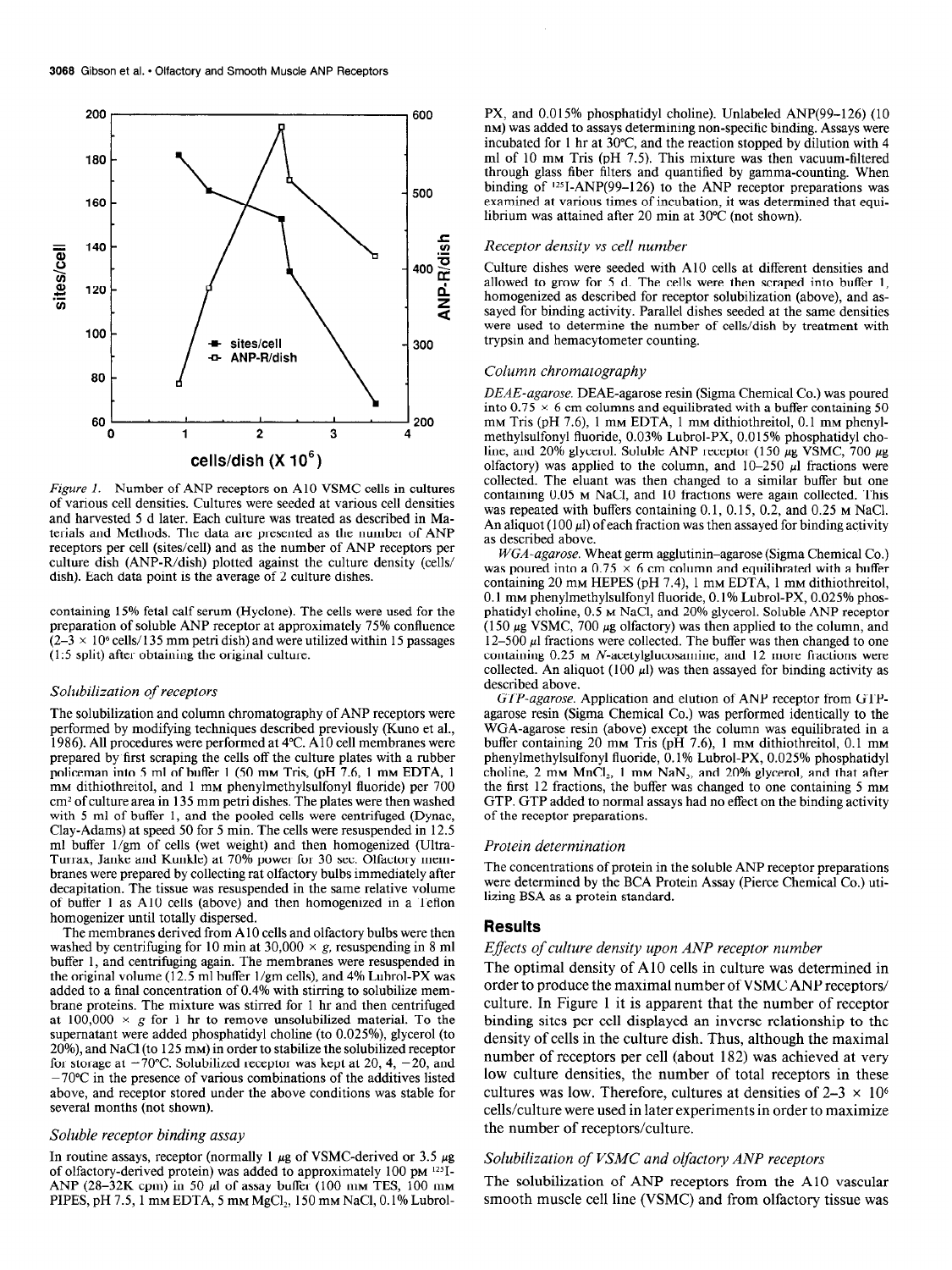*Figure 1.* Number of ANP receptors on A10 VSMC cells in cultures of various cell densities. Cultures were seeded at various cell densities and harvested 5 d later. Each culture was treated as described in Materials and Methods. The data are presented as the number of ANP receptors per cell (sites/cell) and as the number of ANP receptors per culture dish (ANP-R/dish) plotted against the culture density (cells/dish). Each data point is the average of 2 culture dishes.

containing 15% fetal calf serum (Hyclone). The cells were used for the preparation of soluble ANP receptor at approximately 75% confluence ($2-3 \times 10^6$ cells/135 mm petri dish) and were utilized within 15 passages (1:5 split) after obtaining the original culture.

### *Solubilization of receptors*

The solubilization and column chromatography of ANP receptors were performed by modifying techniques described previously (Kuno et al., 1986). All procedures were performed at 4°C. A10 cell membranes were prepared by first scraping the cells off the culture plates with a rubber policeman into 5 ml of buffer 1 (50 mM Tris, (pH 7.6, 1 mM EDTA, 1 mM dithiothreitol, and 1 mM phenylmethylsulfonyl fluoride) per 700 cm² of culture area in 135 mm petri dishes. The plates were then washed with 5 ml of buffer 1, and the pooled cells were centrifuged (Dynac, Clay-Adams) at speed 50 for 5 min. The cells were resuspended in 12.5 ml buffer 1/gm of cells (wet weight) and then homogenized (Ultra-Turrax, Janke and Kunkle) at 70% power for 30 sec. Olfactory membranes were prepared by collecting rat olfactory bulbs immediately after decapitation. The tissue was resuspended in the same relative volume of buffer 1 as A10 cells (above) and then homogenized in a Teflon homogenizer until totally dispersed.

The membranes derived from A10 cells and olfactory bulbs were then washed by centrifuging for 10 min at 30,000 × *g*, resuspending in 8 ml buffer 1, and centrifuging again. The membranes were resuspended in the original volume (12.5 ml buffer 1/gm cells), and 4% Lubrol-PX was added to a final concentration of 0.4% with stirring to solubilize membrane proteins. The mixture was stirred for 1 hr and then centrifuged at 100,000 × *g* for 1 hr to remove unsolubilized material. To the supernatant were added phosphatidyl choline (to 0.025%), glycerol (to 20%), and NaCl (to 125 mM) in order to stabilize the solubilized receptor for storage at −70°C. Solubilized receptor was kept at 20, 4, −20, and −70°C in the presence of various combinations of the additives listed above, and receptor stored under the above conditions was stable for several months (not shown).

### *Soluble receptor binding assay*

In routine assays, receptor (normally 1 μg of VSMC-derived or 3.5 μg of olfactory-derived protein) was added to approximately 100 pM $^{125}$I-ANP (28–32K cpm) in 50 μl of assay buffer (100 mM TES, 100 mM PIPES, pH 7.5, 1 mM EDTA, 5 mM $MgCl_2$, 150 mM NaCl, 0.1% Lubrol-PX, and 0.015% phosphatidyl choline). Unlabeled ANP(99–126) (10 nM) was added to assays determining non-specific binding. Assays were incubated for 1 hr at 30°C, and the reaction stopped by dilution with 4 ml of 10 mM Tris (pH 7.5). This mixture was then vacuum-filtered through glass fiber filters and quantified by gamma-counting. When binding of $^{125}$I-ANP(99–126) to the ANP receptor preparations was examined at various times of incubation, it was determined that equilibrium was attained after 20 min at 30°C (not shown).

### *Receptor density vs cell number*

Culture dishes were seeded with A10 cells at different densities and allowed to grow for 5 d. The cells were then scraped into buffer 1, homogenized as described for receptor solubilization (above), and assayed for binding activity. Parallel dishes seeded at the same densities were used to determine the number of cells/dish by treatment with trypsin and hemacytometer counting.

### *Column chromatography*

*DEAE-agarose.* DEAE-agarose resin (Sigma Chemical Co.) was poured into 0.75 × 6 cm columns and equilibrated with a buffer containing 50 mM Tris (pH 7.6), 1 mM EDTA, 1 mM dithiothreitol, 0.1 mM phenylmethylsulfonyl fluoride, 0.03% Lubrol-PX, 0.015% phosphatidyl choline, and 20% glycerol. Soluble ANP receptor (150 μg VSMC, 700 μg olfactory) was applied to the column, and 10–250 μl fractions were collected. The eluant was then changed to a similar buffer but one containing 0.05 M NaCl, and 10 fractions were again collected. This was repeated with buffers containing 0.1, 0.15, 0.2, and 0.25 M NaCl. An aliquot (100 μl) of each fraction was then assayed for binding activity as described above.

*WGA-agarose.* Wheat germ agglutinin–agarose (Sigma Chemical Co.) was poured into a 0.75 × 6 cm column and equilibrated with a buffer containing 20 mM HEPES (pH 7.4), 1 mM EDTA, 1 mM dithiothreitol, 0.1 mM phenylmethylsulfonyl fluoride, 0.1% Lubrol-PX, 0.025% phosphatidyl choline, 0.5 M NaCl, and 20% glycerol. Soluble ANP receptor (150 μg VSMC, 700 μg olfactory) was then applied to the column, and 12–500 μl fractions were collected. The buffer was then changed to one containing 0.25 M *N*-acetylglucosamine, and 12 more fractions were collected. An aliquot (100 μl) was then assayed for binding activity as described above.

*GTP-agarose.* Application and elution of ANP receptor from GTP-agarose resin (Sigma Chemical Co.) was performed identically to the WGA-agarose resin (above) except the column was equilibrated in a buffer containing 20 mM Tris (pH 7.6), 1 mM dithiothreitol, 0.1 mM phenylmethylsulfonyl fluoride, 0.1% Lubrol-PX, 0.025% phosphatidyl choline, 2 mM $MnCl_2$, 1 mM $NaN_3$, and 20% glycerol, and that after the first 12 fractions, the buffer was changed to one containing 5 mM GTP. GTP added to normal assays had no effect on the binding activity of the receptor preparations.

### *Protein determination*

The concentrations of protein in the soluble ANP receptor preparations were determined by the BCA Protein Assay (Pierce Chemical Co.) utilizing BSA as a protein standard.

## Results

### *Effects of culture density upon ANP receptor number*

The optimal density of A10 cells in culture was determined in order to produce the maximal number of VSMC ANP receptors/culture. In Figure 1 it is apparent that the number of receptor binding sites per cell displayed an inverse relationship to the density of cells in the culture dish. Thus, although the maximal number of receptors per cell (about 182) was achieved at very low culture densities, the number of total receptors in these cultures was low. Therefore, cultures at densities of $2-3 \times 10^6$ cells/culture were used in later experiments in order to maximize the number of receptors/culture.

### *Solubilization of VSMC and olfactory ANP receptors*

The solubilization of ANP receptors from the A10 vascular smooth muscle cell line (VSMC) and from olfactory tissue was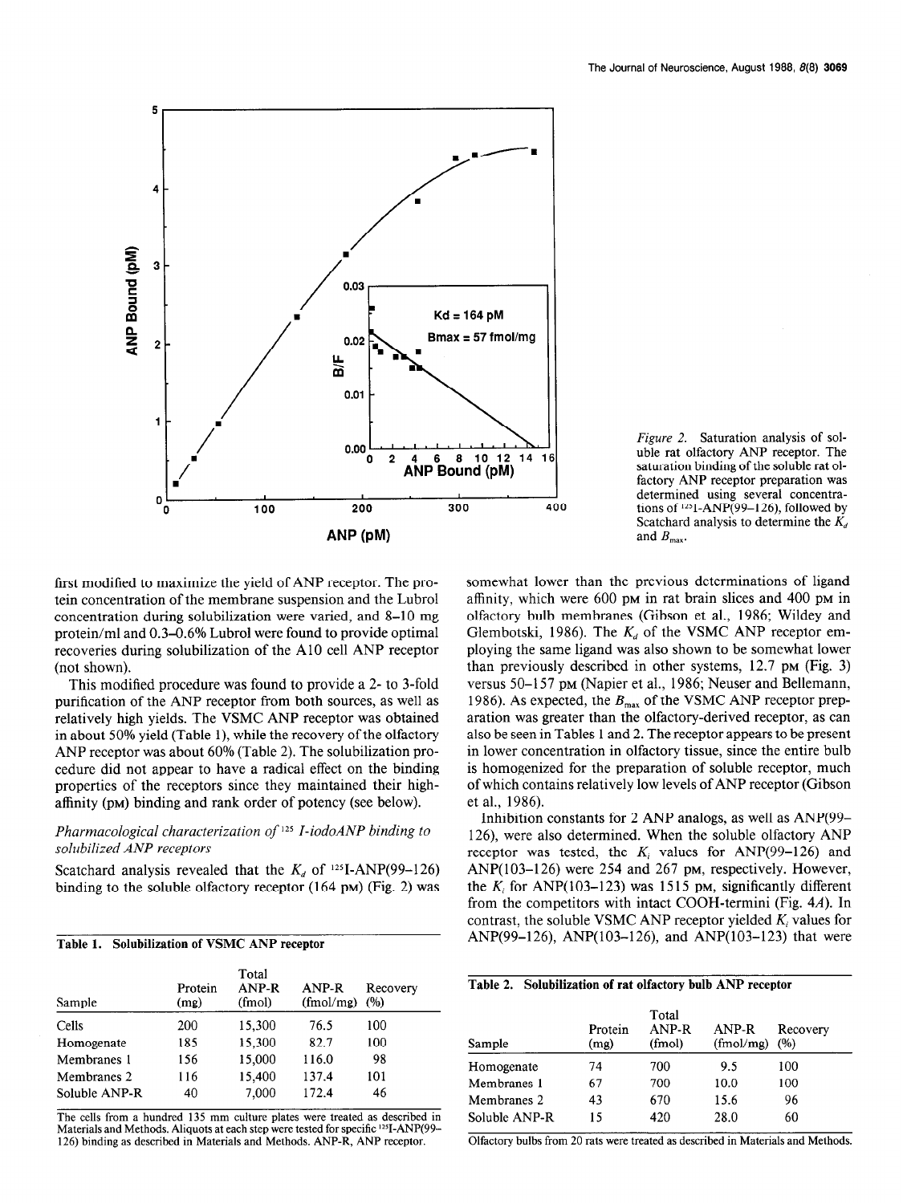*Figure 2.* Saturation analysis of soluble rat olfactory ANP receptor. The saturation binding of the soluble rat olfactory ANP receptor preparation was determined using several concentrations of $^{125}$I-ANP(99–126), followed by Scatchard analysis to determine the $K_d$ and $B_{max}$.

first modified to maximize the yield of ANP receptor. The protein concentration of the membrane suspension and the Lubrol concentration during solubilization were varied, and 8–10 mg protein/ml and 0.3–0.6% Lubrol were found to provide optimal recoveries during solubilization of the A10 cell ANP receptor (not shown).

This modified procedure was found to provide a 2- to 3-fold purification of the ANP receptor from both sources, as well as relatively high yields. The VSMC ANP receptor was obtained in about 50% yield (Table 1), while the recovery of the olfactory ANP receptor was about 60% (Table 2). The solubilization procedure did not appear to have a radical effect on the binding properties of the receptors since they maintained their high-affinity (pM) binding and rank order of potency (see below).

### *Pharmacological characterization of $^{125}$I-iodoANP binding to solubilized ANP receptors*

Scatchard analysis revealed that the $K_d$ of $^{125}$I-ANP(99–126) binding to the soluble olfactory receptor (164 pM) (Fig. 2) was somewhat lower than the previous determinations of ligand affinity, which were 600 pM in rat brain slices and 400 pM in olfactory bulb membranes (Gibson et al., 1986; Wildey and Glembotski, 1986). The $K_d$ of the VSMC ANP receptor employing the same ligand was also shown to be somewhat lower than previously described in other systems, 12.7 pM (Fig. 3) versus 50–157 pM (Napier et al., 1986; Neuser and Bellemann, 1986). As expected, the $B_{max}$ of the VSMC ANP receptor preparation was greater than the olfactory-derived receptor, as can also be seen in Tables 1 and 2. The receptor appears to be present in lower concentration in olfactory tissue, since the entire bulb is homogenized for the preparation of soluble receptor, much of which contains relatively low levels of ANP receptor (Gibson et al., 1986).

Inhibition constants for 2 ANP analogs, as well as ANP(99–126), were also determined. When the soluble olfactory ANP receptor was tested, the $K_i$ values for ANP(99–126) and ANP(103–126) were 254 and 267 pM, respectively. However, the $K_i$ for ANP(103–123) was 1515 pM, significantly different from the competitors with intact COOH-termini (Fig. 4A). In contrast, the soluble VSMC ANP receptor yielded $K_i$ values for ANP(99–126), ANP(103–126), and ANP(103–123) that were

**Table 1. Solubilization of VSMC ANP receptor**

| Sample | Protein (mg) | Total ANP-R (fmol) | ANP-R (fmol/mg) | Recovery (%) |
|---|---|---|---|---|
| Cells | 200 | 15,300 | 76.5 | 100 |
| Homogenate | 185 | 15,300 | 82.7 | 100 |
| Membranes 1 | 156 | 15,000 | 116.0 | 98 |
| Membranes 2 | 116 | 15,400 | 137.4 | 101 |
| Soluble ANP-R | 40 | 7,000 | 172.4 | 46 |

The cells from a hundred 135 mm culture plates were treated as described in Materials and Methods. Aliquots at each step were tested for specific $^{125}$I-ANP(99–126) binding as described in Materials and Methods. ANP-R, ANP receptor.

**Table 2. Solubilization of rat olfactory bulb ANP receptor**

| Sample | Protein (mg) | Total ANP-R (fmol) | ANP-R (fmol/mg) | Recovery (%) |
|---|---|---|---|---|
| Homogenate | 74 | 700 | 9.5 | 100 |
| Membranes 1 | 67 | 700 | 10.0 | 100 |
| Membranes 2 | 43 | 670 | 15.6 | 96 |
| Soluble ANP-R | 15 | 420 | 28.0 | 60 |

Olfactory bulbs from 20 rats were treated as described in Materials and Methods.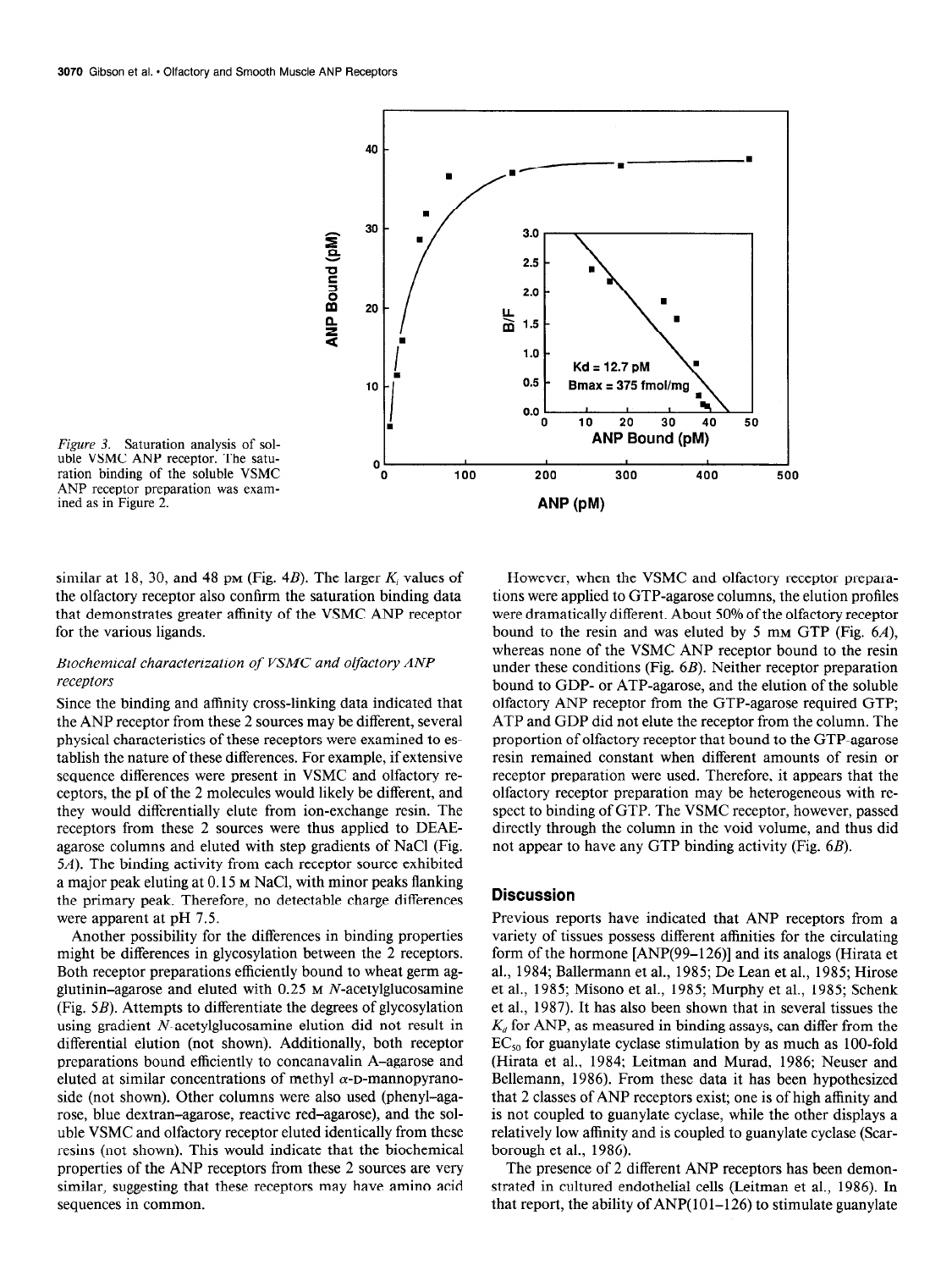*Figure 3.* Saturation analysis of soluble VSMC ANP receptor. The saturation binding of the soluble VSMC ANP receptor preparation was examined as in Figure 2.

similar at 18, 30, and 48 pM (Fig. 4*B*). The larger $K_i$ values of the olfactory receptor also confirm the saturation binding data that demonstrates greater affinity of the VSMC ANP receptor for the various ligands.

### *Biochemical characterization of VSMC and olfactory ANP receptors*

Since the binding and affinity cross-linking data indicated that the ANP receptor from these 2 sources may be different, several physical characteristics of these receptors were examined to establish the nature of these differences. For example, if extensive sequence differences were present in VSMC and olfactory receptors, the pI of the 2 molecules would likely be different, and they would differentially elute from ion-exchange resin. The receptors from these 2 sources were thus applied to DEAE-agarose columns and eluted with step gradients of NaCl (Fig. 5*A*). The binding activity from each receptor source exhibited a major peak eluting at 0.15 M NaCl, with minor peaks flanking the primary peak. Therefore, no detectable charge differences were apparent at pH 7.5.

Another possibility for the differences in binding properties might be differences in glycosylation between the 2 receptors. Both receptor preparations efficiently bound to wheat germ agglutinin–agarose and eluted with 0.25 M *N*-acetylglucosamine (Fig. 5*B*). Attempts to differentiate the degrees of glycosylation using gradient *N*-acetylglucosamine elution did not result in differential elution (not shown). Additionally, both receptor preparations bound efficiently to concanavalin A–agarose and eluted at similar concentrations of methyl $\alpha$-D-mannopyranoside (not shown). Other columns were also used (phenyl-agarose, blue dextran–agarose, reactive red–agarose), and the soluble VSMC and olfactory receptor eluted identically from these resins (not shown). This would indicate that the biochemical properties of the ANP receptors from these 2 sources are very similar, suggesting that these receptors may have amino acid sequences in common.

However, when the VSMC and olfactory receptor preparations were applied to GTP-agarose columns, the elution profiles were dramatically different. About 50% of the olfactory receptor bound to the resin and was eluted by 5 mM GTP (Fig. 6*A*), whereas none of the VSMC ANP receptor bound to the resin under these conditions (Fig. 6*B*). Neither receptor preparation bound to GDP- or ATP-agarose, and the elution of the soluble olfactory ANP receptor from the GTP-agarose required GTP; ATP and GDP did not elute the receptor from the column. The proportion of olfactory receptor that bound to the GTP-agarose resin remained constant when different amounts of resin or receptor preparation were used. Therefore, it appears that the olfactory receptor preparation may be heterogeneous with respect to binding of GTP. The VSMC receptor, however, passed directly through the column in the void volume, and thus did not appear to have any GTP binding activity (Fig. 6*B*).

## Discussion

Previous reports have indicated that ANP receptors from a variety of tissues possess different affinities for the circulating form of the hormone [ANP(99–126)] and its analogs (Hirata et al., 1984; Ballermann et al., 1985; De Lean et al., 1985; Hirose et al., 1985; Misono et al., 1985; Murphy et al., 1985; Schenk et al., 1987). It has also been shown that in several tissues the $K_d$ for ANP, as measured in binding assays, can differ from the $EC_{50}$ for guanylate cyclase stimulation by as much as 100-fold (Hirata et al., 1984; Leitman and Murad, 1986; Neuser and Bellemann, 1986). From these data it has been hypothesized that 2 classes of ANP receptors exist; one is of high affinity and is not coupled to guanylate cyclase, while the other displays a relatively low affinity and is coupled to guanylate cyclase (Scarborough et al., 1986).

The presence of 2 different ANP receptors has been demonstrated in cultured endothelial cells (Leitman et al., 1986). In that report, the ability of ANP(101–126) to stimulate guanylate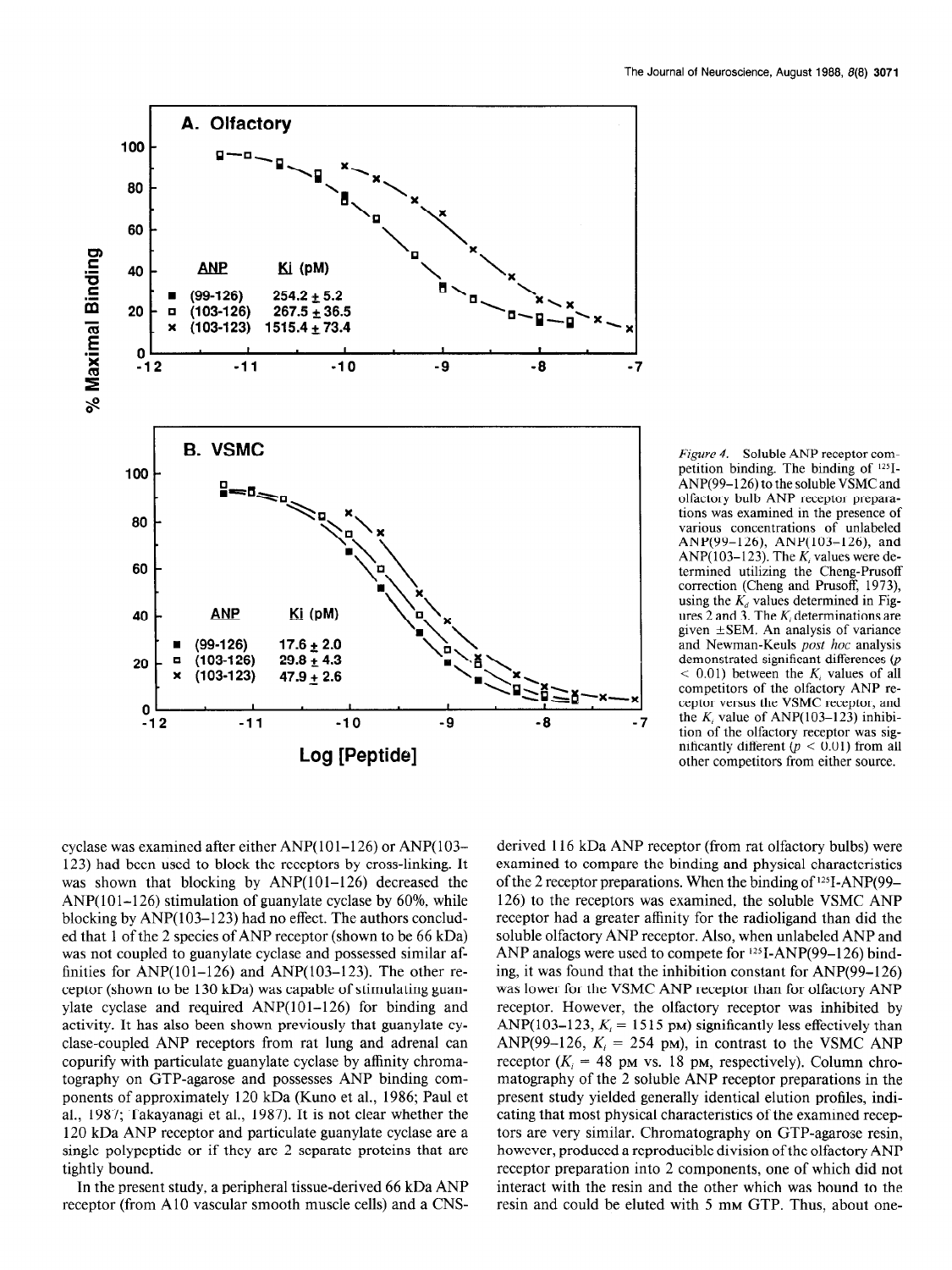*Figure 4.* Soluble ANP receptor competition binding. The binding of $^{125}$I-ANP(99–126) to the soluble VSMC and olfactory bulb ANP receptor preparations was examined in the presence of various concentrations of unlabeled ANP(99–126), ANP(103–126), and ANP(103–123). The $K_i$ values were determined utilizing the Cheng-Prusoff correction (Cheng and Prusoff, 1973), using the $K_d$ values determined in Figures 2 and 3. The $K_i$ determinations are given ±SEM. An analysis of variance and Newman-Keuls *post hoc* analysis demonstrated significant differences ($p < 0.01$) between the $K_i$ values of all competitors of the olfactory ANP receptor versus the VSMC receptor, and the $K_i$ value of ANP(103–123) inhibition of the olfactory receptor was significantly different ($p < 0.01$) from all other competitors from either source.

cyclase was examined after either ANP(101–126) or ANP(103–123) had been used to block the receptors by cross-linking. It was shown that blocking by ANP(101–126) decreased the ANP(101–126) stimulation of guanylate cyclase by 60%, while blocking by ANP(103–123) had no effect. The authors concluded that 1 of the 2 species of ANP receptor (shown to be 66 kDa) was not coupled to guanylate cyclase and possessed similar affinities for ANP(101–126) and ANP(103–123). The other receptor (shown to be 130 kDa) was capable of stimulating guanylate cyclase and required ANP(101–126) for binding and activity. It has also been shown previously that guanylate cyclase-coupled ANP receptors from rat lung and adrenal can copurify with particulate guanylate cyclase by affinity chromatography on GTP-agarose and possesses ANP binding components of approximately 120 kDa (Kuno et al., 1986; Paul et al., 1987; Takayanagi et al., 1987). It is not clear whether the 120 kDa ANP receptor and particulate guanylate cyclase are a single polypeptide or if they are 2 separate proteins that are tightly bound.

In the present study, a peripheral tissue-derived 66 kDa ANP receptor (from A10 vascular smooth muscle cells) and a CNS-derived 116 kDa ANP receptor (from rat olfactory bulbs) were examined to compare the binding and physical characteristics of the 2 receptor preparations. When the binding of $^{125}$I-ANP(99–126) to the receptors was examined, the soluble VSMC ANP receptor had a greater affinity for the radioligand than did the soluble olfactory ANP receptor. Also, when unlabeled ANP and ANP analogs were used to compete for $^{125}$I-ANP(99–126) binding, it was found that the inhibition constant for ANP(99–126) was lower for the VSMC ANP receptor than for olfactory ANP receptor. However, the olfactory receptor was inhibited by ANP(103–123, $K_i$ = 1515 pM) significantly less effectively than ANP(99–126, $K_i$ = 254 pM), in contrast to the VSMC ANP receptor ($K_i$ = 48 pM vs. 18 pM, respectively). Column chromatography of the 2 soluble ANP receptor preparations in the present study yielded generally identical elution profiles, indicating that most physical characteristics of the examined receptors are very similar. Chromatography on GTP-agarose resin, however, produced a reproducible division of the olfactory ANP receptor preparation into 2 components, one of which did not interact with the resin and the other which was bound to the resin and could be eluted with 5 mM GTP. Thus, about one-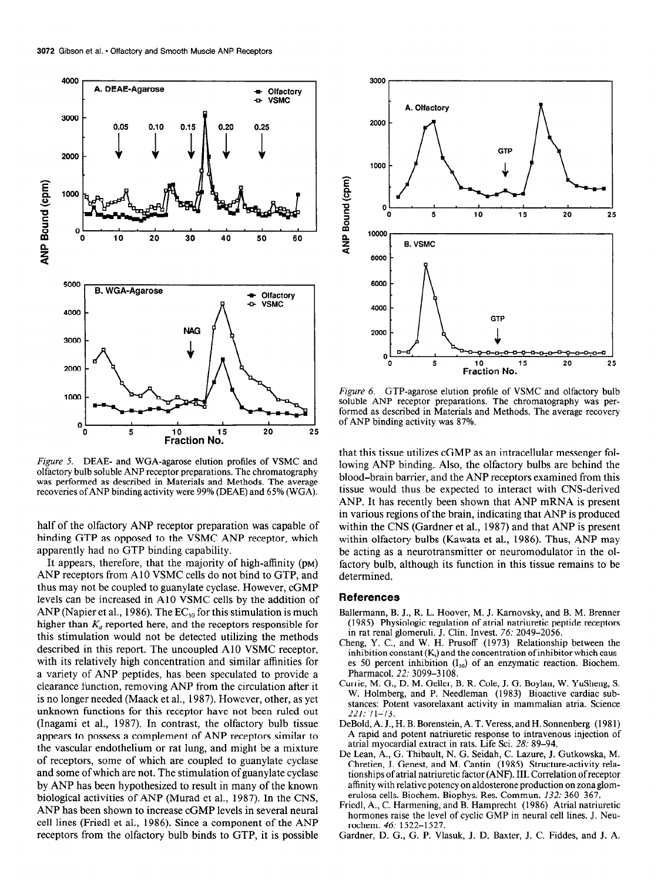*Figure 5.* DEAE- and WGA-agarose elution profiles of VSMC and olfactory bulb soluble ANP receptor preparations. The chromatography was performed as described in Materials and Methods. The average recoveries of ANP binding activity were 99% (DEAE) and 65% (WGA).

*Figure 6.* GTP-agarose elution profile of VSMC and olfactory bulb soluble ANP receptor preparations. The chromatography was performed as described in Materials and Methods. The average recovery of ANP binding activity was 87%.

half of the olfactory ANP receptor preparation was capable of binding GTP as opposed to the VSMC ANP receptor, which apparently had no GTP binding capability.

It appears, therefore, that the majority of high-affinity (pM) ANP receptors from A10 VSMC cells do not bind to GTP, and thus may not be coupled to guanylate cyclase. However, cGMP levels can be increased in A10 VSMC cells by the addition of ANP (Napier et al., 1986). The $EC_{50}$ for this stimulation is much higher than $K_d$ reported here, and the receptors responsible for this stimulation would not be detected utilizing the methods described in this report. The uncoupled A10 VSMC receptor, with its relatively high concentration and similar affinities for a variety of ANP peptides, has been speculated to provide a clearance function, removing ANP from the circulation after it is no longer needed (Maack et al., 1987). However, other, as yet unknown functions for this receptor have not been ruled out (Inagami et al., 1987). In contrast, the olfactory bulb tissue appears to possess a complement of ANP receptors similar to the vascular endothelium or rat lung, and might be a mixture of receptors, some of which are coupled to guanylate cyclase and some of which are not. The stimulation of guanylate cyclase by ANP has been hypothesized to result in many of the known biological activities of ANP (Murad et al., 1987). In the CNS, ANP has been shown to increase cGMP levels in several neural cell lines (Friedl et al., 1986). Since a component of the ANP receptors from the olfactory bulb binds to GTP, it is possible that this tissue utilizes cGMP as an intracellular messenger following ANP binding. Also, the olfactory bulbs are behind the blood–brain barrier, and the ANP receptors examined from this tissue would thus be expected to interact with CNS-derived ANP. It has recently been shown that ANP mRNA is present in various regions of the brain, indicating that ANP is produced within the CNS (Gardner et al., 1987) and that ANP is present within olfactory bulbs (Kawata et al., 1986). Thus, ANP may be acting as a neurotransmitter or neuromodulator in the olfactory bulb, although its function in this tissue remains to be determined.

## References

Ballermann, B. J., R. L. Hoover, M. J. Karnovsky, and B. M. Brenner (1985) Physiologic regulation of atrial natriuretic peptide receptors in rat renal glomeruli. J. Clin. Invest. *76:* 2049–2056.

Cheng, Y. C., and W. H. Prusoff (1973) Relationship between the inhibition constant ($K_i$) and the concentration of inhibitor which causes 50 percent inhibition ($I_{50}$) of an enzymatic reaction. Biochem. Pharmacol. *22:* 3099–3108.

Currie, M. G., D. M. Geller, B. R. Cole, J. G. Boylan, W. YuSheng, S. W. Holmberg, and P. Needleman (1983) Bioactive cardiac substances: Potent vasorelaxant activity in mammalian atria. Science *221:* 71–73.

DeBold, A. J., H. B. Borenstein, A. T. Veress, and H. Sonnenberg (1981) A rapid and potent natriuretic response to intravenous injection of atrial myocardial extract in rats. Life Sci. *28:* 89–94.

De Lean, A., G. Thibault, N. G. Seidah, C. Lazure, J. Gutkowska, M. Chretien, J. Genest, and M. Cantin (1985) Structure-activity relationships of atrial natriuretic factor (ANF). III. Correlation of receptor affinity with relative potency on aldosterone production on zona glomerulosa cells. Biochem. Biophys. Res. Commun. *132:* 360–367.

Friedl, A., C. Harmening, and B. Hamprecht (1986) Atrial natriuretic hormones raise the level of cyclic GMP in neural cell lines. J. Neurochem. *46:* 1522–1527.

Gardner, D. G., G. P. Vlasuk, J. D. Baxter, J. C. Fiddes, and J. A.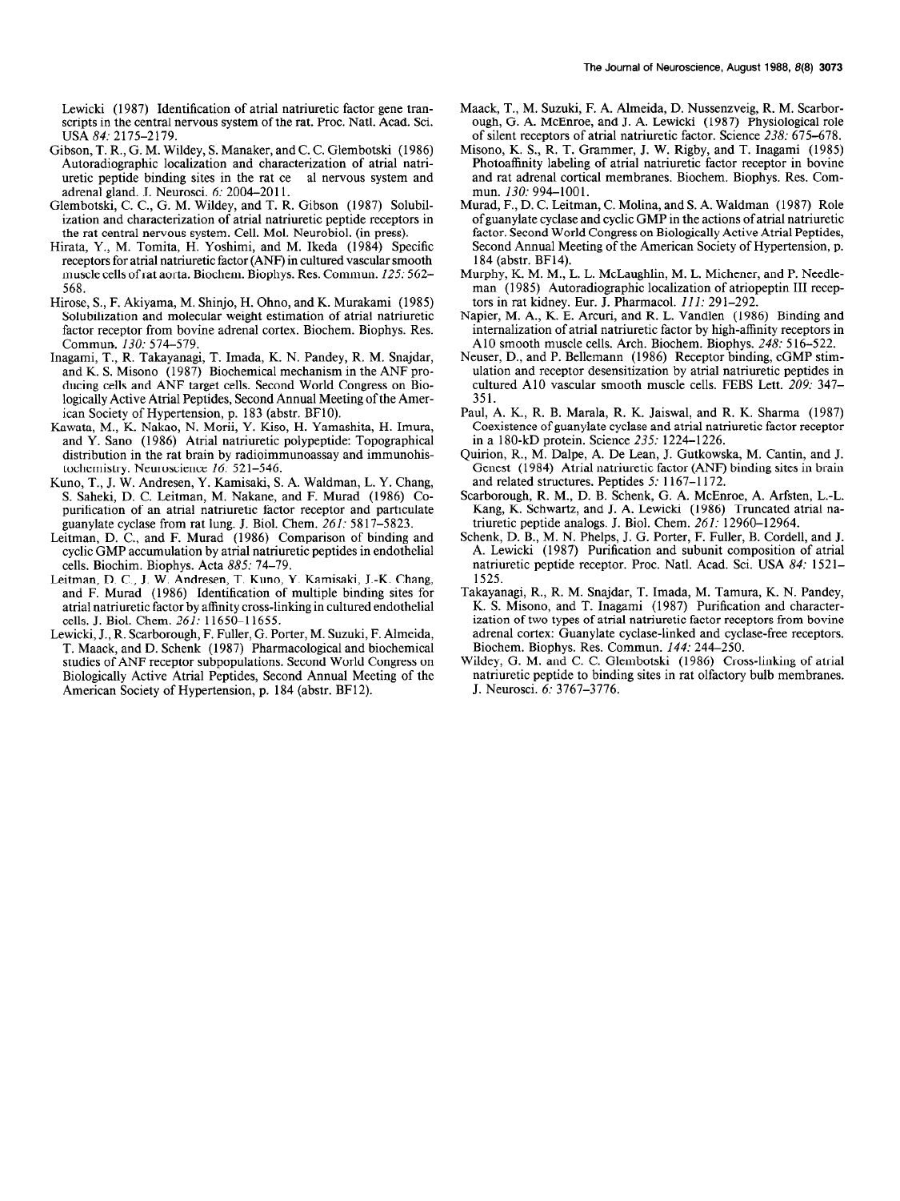Lewicki (1987) Identification of atrial natriuretic factor gene transcripts in the central nervous system of the rat. Proc. Natl. Acad. Sci. USA *84:* 2175–2179.

Gibson, T. R., G. M. Wildey, S. Manaker, and C. C. Glembotski (1986) Autoradiographic localization and characterization of atrial natriuretic peptide binding sites in the rat ce al nervous system and adrenal gland. J. Neurosci. *6:* 2004–2011.

Glembotski, C. C., G. M. Wildey, and T. R. Gibson (1987) Solubilization and characterization of atrial natriuretic peptide receptors in the rat central nervous system. Cell. Mol. Neurobiol. (in press).

Hirata, Y., M. Tomita, H. Yoshimi, and M. Ikeda (1984) Specific receptors for atrial natriuretic factor (ANF) in cultured vascular smooth muscle cells of rat aorta. Biochem. Biophys. Res. Commun. *125:* 562–568.

Hirose, S., F. Akiyama, M. Shinjo, H. Ohno, and K. Murakami (1985) Solubilization and molecular weight estimation of atrial natriuretic factor receptor from bovine adrenal cortex. Biochem. Biophys. Res. Commun. *130:* 574–579.

Inagami, T., R. Takayanagi, T. Imada, K. N. Pandey, R. M. Snajdar, and K. S. Misono (1987) Biochemical mechanism in the ANF producing cells and ANF target cells. Second World Congress on Biologically Active Atrial Peptides, Second Annual Meeting of the American Society of Hypertension, p. 183 (abstr. BF10).

Kawata, M., K. Nakao, N. Morii, Y. Kiso, H. Yamashita, H. Imura, and Y. Sano (1986) Atrial natriuretic polypeptide: Topographical distribution in the rat brain by radioimmunoassay and immunohistochemistry. Neuroscience *16:* 521–546.

Kuno, T., J. W. Andresen, Y. Kamisaki, S. A. Waldman, L. Y. Chang, S. Saheki, D. C. Leitman, M. Nakane, and F. Murad (1986) Co-purification of an atrial natriuretic factor receptor and particulate guanylate cyclase from rat lung. J. Biol. Chem. *261:* 5817–5823.

Leitman, D. C., and F. Murad (1986) Comparison of binding and cyclic GMP accumulation by atrial natriuretic peptides in endothelial cells. Biochim. Biophys. Acta *885:* 74–79.

Leitman, D. C., J. W. Andresen, T. Kuno, Y. Kamisaki, J.-K. Chang, and F. Murad (1986) Identification of multiple binding sites for atrial natriuretic factor by affinity cross-linking in cultured endothelial cells. J. Biol. Chem. *261:* 11650–11655.

Lewicki, J., R. Scarborough, F. Fuller, G. Porter, M. Suzuki, F. Almeida, T. Maack, and D. Schenk (1987) Pharmacological and biochemical studies of ANF receptor subpopulations. Second World Congress on Biologically Active Atrial Peptides, Second Annual Meeting of the American Society of Hypertension, p. 184 (abstr. BF12).

Maack, T., M. Suzuki, F. A. Almeida, D. Nussenzveig, R. M. Scarborough, G. A. McEnroe, and J. A. Lewicki (1987) Physiological role of silent receptors of atrial natriuretic factor. Science *238:* 675–678.

Misono, K. S., R. T. Grammer, J. W. Rigby, and T. Inagami (1985) Photoaffinity labeling of atrial natriuretic factor receptor in bovine and rat adrenal cortical membranes. Biochem. Biophys. Res. Commun. *130:* 994–1001.

Murad, F., D. C. Leitman, C. Molina, and S. A. Waldman (1987) Role of guanylate cyclase and cyclic GMP in the actions of atrial natriuretic factor. Second World Congress on Biologically Active Atrial Peptides, Second Annual Meeting of the American Society of Hypertension, p. 184 (abstr. BF14).

Murphy, K. M. M., L. L. McLaughlin, M. L. Michener, and P. Needleman (1985) Autoradiographic localization of atriopeptin III receptors in rat kidney. Eur. J. Pharmacol. *111:* 291–292.

Napier, M. A., K. E. Arcuri, and R. L. Vandlen (1986) Binding and internalization of atrial natriuretic factor by high-affinity receptors in A10 smooth muscle cells. Arch. Biochem. Biophys. *248:* 516–522.

Neuser, D., and P. Bellemann (1986) Receptor binding, cGMP stimulation and receptor desensitization by atrial natriuretic peptides in cultured A10 vascular smooth muscle cells. FEBS Lett. *209:* 347–351.

Paul, A. K., R. B. Marala, R. K. Jaiswal, and R. K. Sharma (1987) Coexistence of guanylate cyclase and atrial natriuretic factor receptor in a 180-kD protein. Science *235:* 1224–1226.

Quirion, R., M. Dalpe, A. De Lean, J. Gutkowska, M. Cantin, and J. Genest (1984) Atrial natriuretic factor (ANF) binding sites in brain and related structures. Peptides *5:* 1167–1172.

Scarborough, R. M., D. B. Schenk, G. A. McEnroe, A. Arfsten, L.-L. Kang, K. Schwartz, and J. A. Lewicki (1986) Truncated atrial natriuretic peptide analogs. J. Biol. Chem. *261:* 12960–12964.

Schenk, D. B., M. N. Phelps, J. G. Porter, F. Fuller, B. Cordell, and J. A. Lewicki (1987) Purification and subunit composition of atrial natriuretic peptide receptor. Proc. Natl. Acad. Sci. USA *84:* 1521–1525.

Takayanagi, R., R. M. Snajdar, T. Imada, M. Tamura, K. N. Pandey, K. S. Misono, and T. Inagami (1987) Purification and characterization of two types of atrial natriuretic factor receptors from bovine adrenal cortex: Guanylate cyclase-linked and cyclase-free receptors. Biochem. Biophys. Res. Commun. *144:* 244–250.

Wildey, G. M. and C. C. Glembotski (1986) Cross-linking of atrial natriuretic peptide to binding sites in rat olfactory bulb membranes. J. Neurosci. *6:* 3767–3776.